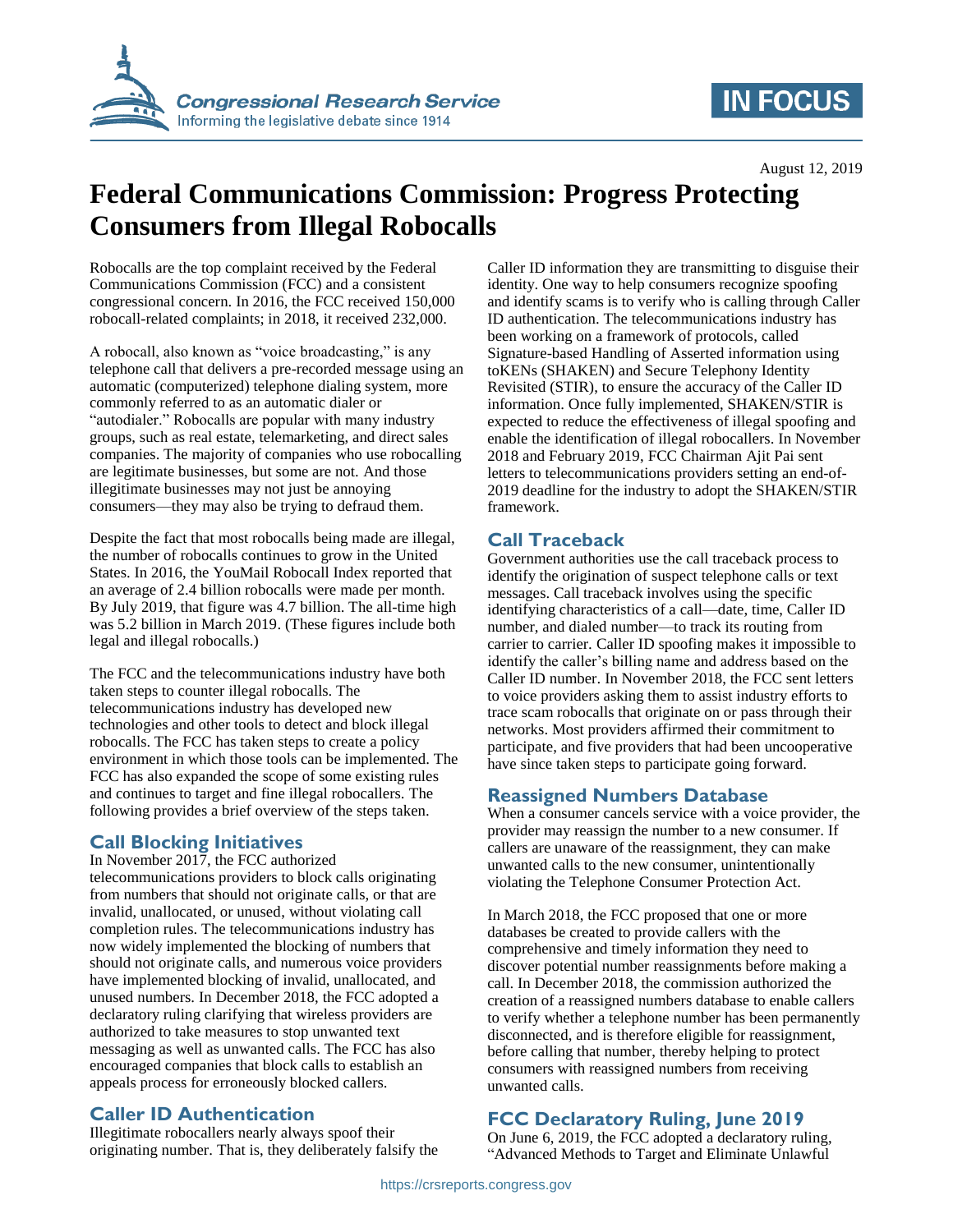August 12, 2019

# Federal Communications Commission: Progress Protecting Consumers from Illegal Robocalls

Robocalls are the top complaint received by the Federal Communications Commission (FCC) and a consistent congressional concern. In 2016, the FCC received 150,000 robocall-related complaints; in 2018, it received 232,000.

A robocall, also known as "voice broadcasting," is any telephone call that delivers a pre-recorded message using an automatic (computerized) telephone dialing system, more commonly referred to as an automatic dialer or "autodialer." Robocalls are popular with many industry groups, such as real estate, telemarketing, and direct sales companies. The majority of companies who use robocalling are legitimate businesses, but some are not. And those illegitimate businesses may not just be annoying consumers—they may also be trying to defraud them.

Despite the fact that most robocalls being made are illegal, the number of robocalls continues to grow in the United States. In 2016, the YouMail Robocall Index reported that an average of 2.4 billion robocalls were made per month. By July 2019, that figure was 4.7 billion. The all-time high was 5.2 billion in March 2019. (These figures include both legal and illegal robocalls.)

The FCC and the telecommunications industry have both taken steps to counter illegal robocalls. The telecommunications industry has developed new technologies and other tools to detect and block illegal robocalls. The FCC has taken steps to create a policy environment in which those tools can be implemented. The FCC has also expanded the scope of some existing rules and continues to target and fine illegal robocallers. The following provides a brief overview of the steps taken.

## Call Blocking Initiatives

In November 2017, the FCC authorized telecommunications providers to block calls originating from numbers that should not originate calls, or that are invalid, unallocated, or unused, without violating call completion rules. The telecommunications industry has now widely implemented the blocking of numbers that should not originate calls, and numerous voice providers have implemented blocking of invalid, unallocated, and unused numbers. In December 2018, the FCC adopted a declaratory ruling clarifying that wireless providers are authorized to take measures to stop unwanted text messaging as well as unwanted calls. The FCC has also encouraged companies that block calls to establish an appeals process for erroneously blocked callers.

## Caller ID Authentication

Illegitimate robocallers nearly always spoof their originating number. That is, they deliberately falsify the Caller ID information they are transmitting to disguise their identity. One way to help consumers recognize spoofing and identify scams is to verify who is calling through Caller ID authentication. The telecommunications industry has been working on a framework of protocols, called Signature-based Handling of Asserted information using toKENs (SHAKEN) and Secure Telephony Identity Revisited (STIR), to ensure the accuracy of the Caller ID information. Once fully implemented, SHAKEN/STIR is expected to reduce the effectiveness of illegal spoofing and enable the identification of illegal robocallers. In November 2018 and February 2019, FCC Chairman Ajit Pai sent letters to telecommunications providers setting an end-of-2019 deadline for the industry to adopt the SHAKEN/STIR framework.

## Call Traceback

Government authorities use the call traceback process to identify the origination of suspect telephone calls or text messages. Call traceback involves using the specific identifying characteristics of a call—date, time, Caller ID number, and dialed number—to track its routing from carrier to carrier. Caller ID spoofing makes it impossible to identify the caller's billing name and address based on the Caller ID number. In November 2018, the FCC sent letters to voice providers asking them to assist industry efforts to trace scam robocalls that originate on or pass through their networks. Most providers affirmed their commitment to participate, and five providers that had been uncooperative have since taken steps to participate going forward.

## Reassigned Numbers Database

When a consumer cancels service with a voice provider, the provider may reassign the number to a new consumer. If callers are unaware of the reassignment, they can make unwanted calls to the new consumer, unintentionally violating the Telephone Consumer Protection Act.

In March 2018, the FCC proposed that one or more databases be created to provide callers with the comprehensive and timely information they need to discover potential number reassignments before making a call. In December 2018, the commission authorized the creation of a reassigned telephone numbers database to enable callers to verify whether a telephone number has been permanently disconnected, and is therefore eligible for reassignment, before calling that number, thereby helping to protect consumers with reassigned numbers from receiving unwanted calls.

## FCC Declaratory Ruling, June 2019

On June 6, 2019, the FCC adopted a declaratory ruling, "Advanced Methods to Target and Eliminate Unlawful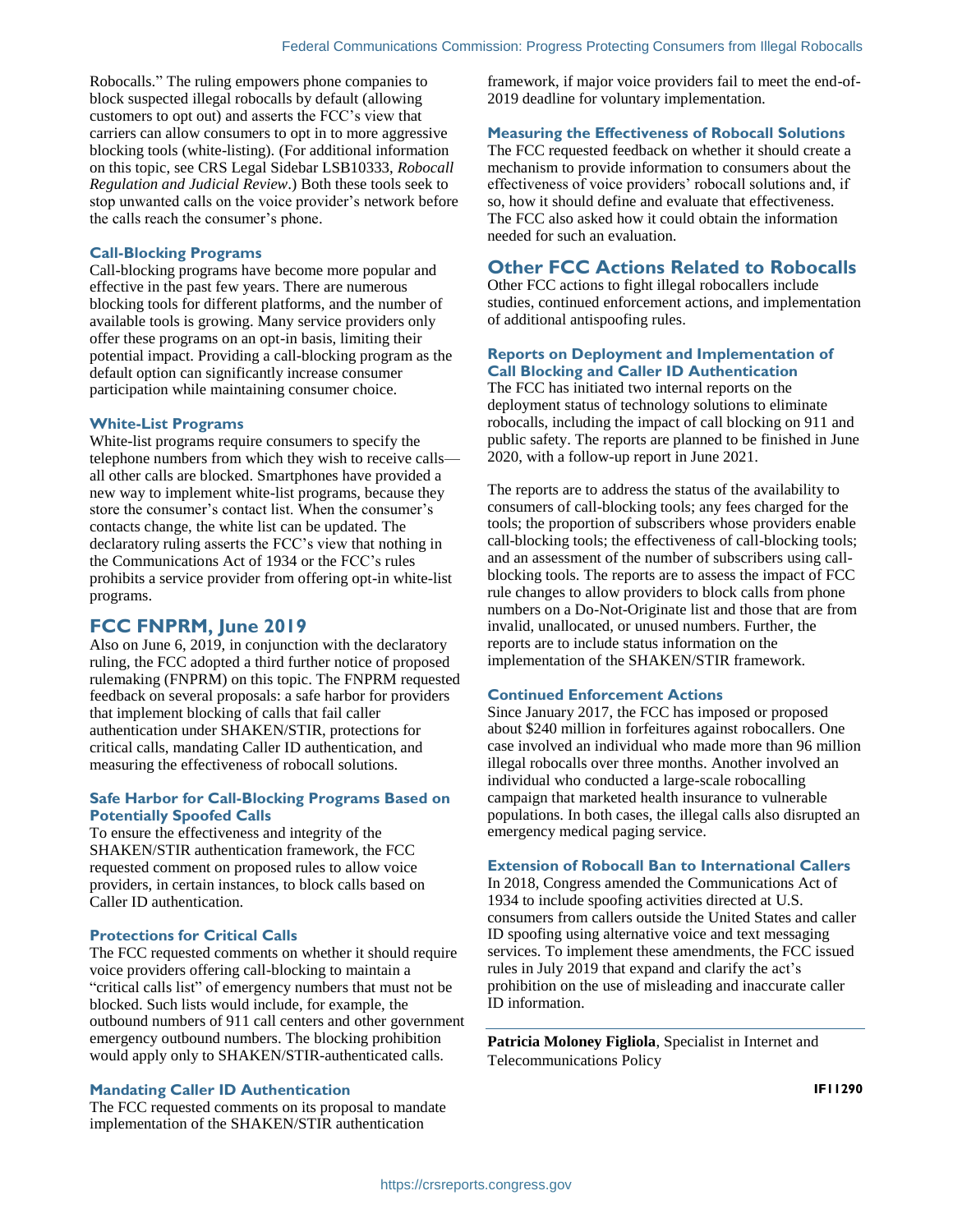Robocalls." The ruling empowers phone companies to block suspected illegal robocalls by default (allowing customers to opt out) and asserts the FCC's view that carriers can allow consumers to opt in to more aggressive blocking tools (white-listing). (For additional information on this topic, see CRS Legal Sidebar LSB10333, *Robocall Regulation and Judicial Review*.) Both these tools seek to stop unwanted calls on the voice provider's network before the calls reach the consumer's phone.

### Call-Blocking Programs

Call-blocking programs have become more popular and effective in the past few years. There are numerous blocking tools for different platforms, and the number of available tools is growing. Many service providers only offer these programs on an opt-in basis, limiting their potential impact. Providing a call-blocking program as the default option can significantly increase consumer participation while maintaining consumer choice.

### White-List Programs

White-list programs require consumers to specify the telephone numbers from which they wish to receive calls—all other calls are blocked. Smartphones have provided a new way to implement white-list programs, because they store the consumer's contact list. When the consumer's contacts change, the white list can be updated. The declaratory ruling asserts the FCC's view that nothing in the Communications Act of 1934 or the FCC's rules prohibits a service provider from offering opt-in white-list programs.

## FCC FNPRM, June 2019

Also on June 6, 2019, in conjunction with the declaratory ruling, the FCC adopted a third further notice of proposed rulemaking (FNPRM) on this topic. The FNPRM requested feedback on several proposals: a safe harbor for providers that implement blocking of calls that fail caller authentication under SHAKEN/STIR, protections for critical calls, mandating Caller ID authentication, and measuring the effectiveness of robocall solutions.

### Safe Harbor for Call-Blocking Programs Based on Potentially Spoofed Calls

To ensure the effectiveness and integrity of the SHAKEN/STIR authentication framework, the FCC requested comment on proposed rules to allow voice providers, in certain instances, to block calls based on Caller ID authentication.

### Protections for Critical Calls

The FCC requested comments on whether it should require voice providers offering call-blocking to maintain a "critical calls list" of emergency numbers that must not be blocked. Such lists would include, for example, the outbound numbers of 911 call centers and other government emergency outbound numbers. The blocking prohibition would apply only to SHAKEN/STIR-authenticated calls.

### Mandating Caller ID Authentication

The FCC requested comments on its proposal to mandate implementation of the SHAKEN/STIR authentication framework, if major voice providers fail to meet the end-of-2019 deadline for voluntary implementation.

### Measuring the Effectiveness of Robocall Solutions

The FCC requested feedback on whether it should create a mechanism to provide information to consumers about the effectiveness of voice providers' robocall solutions and, if so, how it should define and evaluate that effectiveness. The FCC also asked how it could obtain the information needed for such an evaluation.

## Other FCC Actions Related to Robocalls

Other FCC actions to fight illegal robocallers include studies, continued enforcement actions, and implementation of additional antispoofing rules.

### Reports on Deployment and Implementation of Call Blocking and Caller ID Authentication

The FCC has initiated two internal reports on the deployment status of technology solutions to eliminate robocalls, including the impact of call blocking on 911 and public safety. The reports are planned to be finished in June 2020, with a follow-up report in June 2021.

The reports are to address the status of the availability to consumers of call-blocking tools; any fees charged for the tools; the proportion of subscribers whose providers enable call-blocking tools; the effectiveness of call-blocking tools; and an assessment of the number of subscribers using call-blocking tools. The reports are to assess the impact of FCC rule changes to allow providers to block calls from phone numbers on a Do-Not-Originate list and those that are from invalid, unallocated, or unused numbers. Further, the reports are to include status information on the implementation of the SHAKEN/STIR framework.

### Continued Enforcement Actions

Since January 2017, the FCC has imposed or proposed about $240 million in forfeitures against robocallers. One case involved an individual who made more than 96 million illegal robocalls over three months. Another involved an individual who conducted a large-scale robocalling campaign that marketed health insurance to vulnerable populations. In both cases, the illegal calls also disrupted an emergency medical paging service.

### Extension of Robocall Ban to International Callers

In 2018, Congress amended the Communications Act of 1934 to include spoofing activities directed at U.S. consumers from callers outside the United States and caller ID spoofing using alternative voice and text messaging services. To implement these amendments, the FCC issued rules in July 2019 that expand and clarify the act's prohibition on the use of misleading and inaccurate caller ID information.

---

**Patricia Moloney Figliola**, Specialist in Internet and Telecommunications Policy

**IF11290**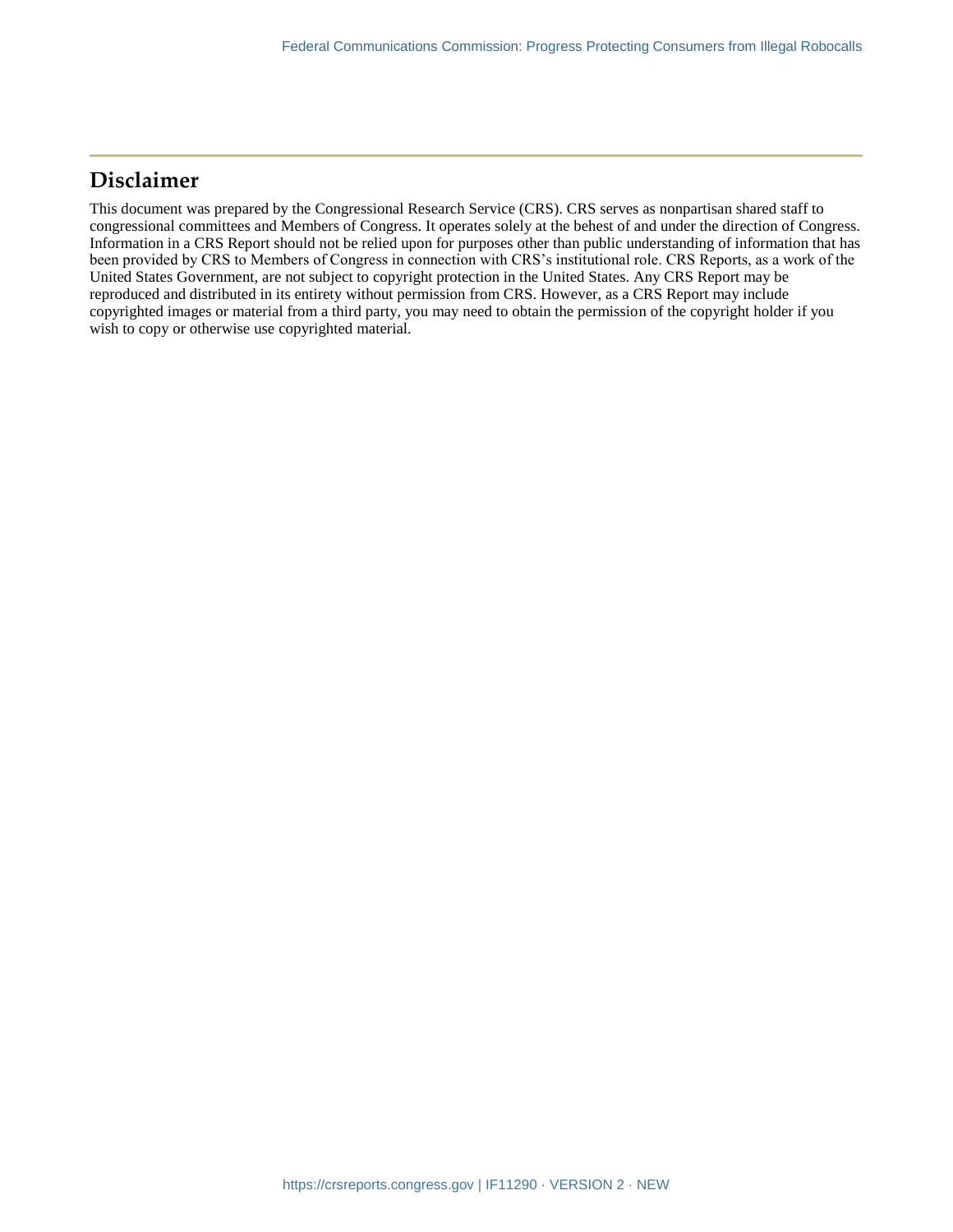## Disclaimer

This document was prepared by the Congressional Research Service (CRS). CRS serves as nonpartisan shared staff to congressional committees and Members of Congress. It operates solely at the behest of and under the direction of Congress. Information in a CRS Report should not be relied upon for purposes other than public understanding of information that has been provided by CRS to Members of Congress in connection with CRS's institutional role. CRS Reports, as a work of the United States Government, are not subject to copyright protection in the United States. Any CRS Report may be reproduced and distributed in its entirety without permission from CRS. However, as a CRS Report may include copyrighted images or material from a third party, you may need to obtain the permission of the copyright holder if you wish to copy or otherwise use copyrighted material.